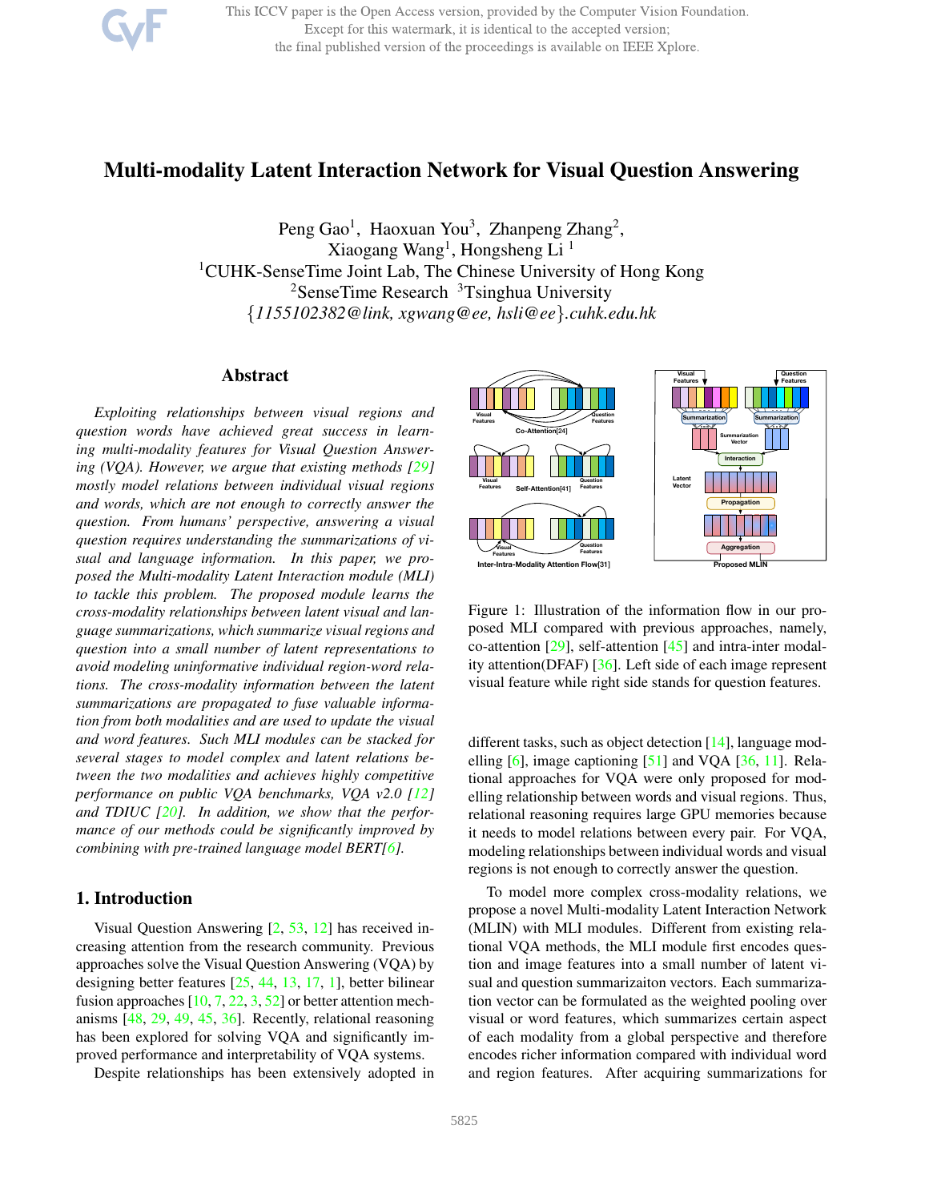# Multi-modality Latent Interaction Network for Visual Question Answering

Peng Gao[1], Haoxuan You[3], Zhanpeng Zhang[2],
Xiaogang Wang[1], Hongsheng Li [1]

[1]CUHK-SenseTime Joint Lab, The Chinese University of Hong Kong
[2]SenseTime Research [3]Tsinghua University
{*1155102382@link, xgwang@ee, hsli@ee*}*.cuhk.edu.hk*

## Abstract

*Exploiting relationships between visual regions and question words have achieved great success in learning multi-modality features for Visual Question Answering (VQA). However, we argue that existing methods [29] mostly model relations between individual visual regions and words, which are not enough to correctly answer the question. From humans' perspective, answering a visual question requires understanding the summarizations of visual and language information. In this paper, we propose the Multi-modality Latent Interaction module (MLI) to tackle this problem. The proposed module learns the cross-modality relationships between latent visual and language summarizations, which summarize visual regions and question into a small number of latent representations to avoid modeling uninformative individual region-word relations. The cross-modality information between the latent summarizations are propagated to fuse valuable information from both modalities and are used to update the visual and word features. Such MLI modules can be stacked for several stages to model complex and latent relations between the two modalities and achieves highly competitive performance on public VQA benchmarks, VQA v2.0 [12] and TDIUC [20]. In addition, we show that the performance of our methods could be significantly improved by combining with pre-trained language model BERT[6].*

## 1. Introduction

Visual Question Answering [2, 53, 12] has received increasing attention from the research community. Previous approaches solve the Visual Question Answering (VQA) by designing better features [25, 44, 13, 17, 1], better bilinear fusion approaches [10, 7, 22, 3, 52] or better attention mechanisms [48, 29, 49, 45, 36]. Recently, relational reasoning has been explored for solving VQA and significantly improved performance and interpretability of VQA systems.

Despite relationships has been extensively adopted in different tasks, such as object detection [14], language modelling [6], image captioning [51] and VQA [36, 11]. Relational approaches for VQA were only proposed for modelling relationship between words and visual regions. Thus, relational reasoning requires large GPU memories because it needs to model relations between every pair. For VQA, modeling relationships between individual words and visual regions is not enough to correctly answer the question.

Figure 1: Illustration of the information flow in our proposed MLI compared with previous approaches, namely, co-attention [29], self-attention [45] and intra-inter modality attention(DFAF) [36]. Left side of each image represent visual feature while right side stands for question features.

To model more complex cross-modality relations, we propose a novel Multi-modality Latent Interaction Network (MLIN) with MLI modules. Different from existing relational VQA methods, the MLI module first encodes question and image features into a small number of latent visual and question summarizaiton vectors. Each summarization vector can be formulated as the weighted pooling over visual or word features, which summarizes certain aspect of each modality from a global perspective and therefore encodes richer information compared with individual word and region features. After acquiring summarizations for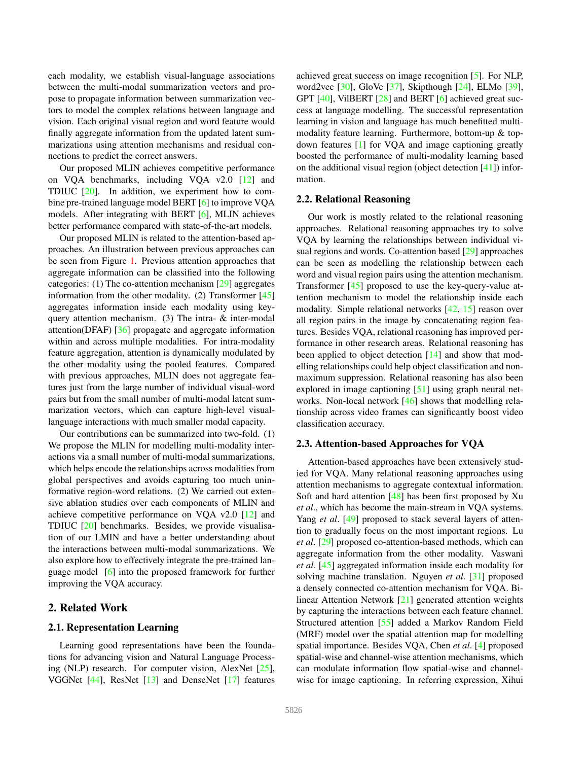each modality, we establish visual-language associations between the multi-modal summarization vectors and propose to propagate information between summarization vectors to model the complex relations between language and vision. Each original visual region and word feature would finally aggregate information from the updated latent summarizations using attention mechanisms and residual connections to predict the correct answers.

Our proposed MLIN achieves competitive performance on VQA benchmarks, including VQA v2.0 [12] and TDIUC [20]. In addition, we experiment how to combine pre-trained language model BERT [6] to improve VQA models. After integrating with BERT [6], MLIN achieves better performance compared with state-of-the-art models.

Our proposed MLIN is related to the attention-based approaches. An illustration between previous approaches can be seen from Figure 1. Previous attention approaches that aggregate information can be classified into the following categories: (1) The co-attention mechanism [29] aggregates information from the other modality. (2) Transformer [45] aggregates information inside each modality using key-query attention mechanism. (3) The intra- & inter-modal attention(DFAF) [36] propagate and aggregate information within and across multiple modalities. For intra-modality feature aggregation, attention is dynamically modulated by the other modality using the pooled features. Compared with previous approaches, MLIN does not aggregate features just from the large number of individual visual-word pairs but from the small number of multi-modal latent summarization vectors, which can capture high-level visual-language interactions with much smaller modal capacity.

Our contributions can be summarized into two-fold. (1) We propose the MLIN for modelling multi-modality interactions via a small number of multi-modal summarizations, which helps encode the relationships across modalities from global perspectives and avoids capturing too much uninformative region-word relations. (2) We carried out extensive ablation studies over each components of MLIN and achieve competitive performance on VQA v2.0 [12] and TDIUC [20] benchmarks. Besides, we provide visualisation of our LMIN and have a better understanding about the interactions between multi-modal summarizations. We also explore how to effectively integrate the pre-trained language model [6] into the proposed framework for further improving the VQA accuracy.

## 2. Related Work

### 2.1. Representation Learning

Learning good representations have been the foundations for advancing vision and Natural Language Processing (NLP) research. For computer vision, AlexNet [25], VGGNet [44], ResNet [13] and DenseNet [17] features achieved great success on image recognition [5]. For NLP, word2vec [30], GloVe [37], Skipthough [24], ELMo [39], GPT [40], VilBERT [28] and BERT [6] achieved great success at language modelling. The successful representation learning in vision and language has much benefitted multi-modality feature learning. Furthermore, bottom-up & top-down features [1] for VQA and image captioning greatly boosted the performance of multi-modality learning based on the additional visual region (object detection [41]) information.

### 2.2. Relational Reasoning

Our work is mostly related to the relational reasoning approaches. Relational reasoning approaches try to solve VQA by learning the relationships between individual visual regions and words. Co-attention based [29] approaches can be seen as modelling the relationship between each word and visual region pairs using the attention mechanism. Transformer [45] proposed to use the key-query-value attention mechanism to model the relationship inside each modality. Simple relational networks [42, 15] reason over all region pairs in the image by concatenating region features. Besides VQA, relational reasoning has improved performance in other research areas. Relational reasoning has been applied to object detection [14] and show that modelling relationships could help object classification and non-maximum suppression. Relational reasoning has also been explored in image captioning [51] using graph neural networks. Non-local network [46] shows that modelling relationship across video frames can significantly boost video classification accuracy.

### 2.3. Attention-based Approaches for VQA

Attention-based approaches have been extensively studied for VQA. Many relational reasoning approaches using attention mechanisms to aggregate contextual information. Soft and hard attention [48] has been first proposed by Xu *et al*., which has become the main-stream in VQA systems. Yang *et al*. [49] proposed to stack several layers of attention to gradually focus on the most important regions. Lu *et al*. [29] proposed co-attention-based methods, which can aggregate information from the other modality. Vaswani *et al*. [45] aggregated information inside each modality for solving machine translation. Nguyen *et al*. [31] proposed a densely connected co-attention mechanism for VQA. Bilinear Attention Network [21] generated attention weights by capturing the interactions between each feature channel. Structured attention [55] added a Markov Random Field (MRF) model over the spatial attention map for modelling spatial importance. Besides VQA, Chen *et al*. [4] proposed spatial-wise and channel-wise attention mechanisms, which can modulate information flow spatial-wise and channel-wise for image captioning. In referring expression, Xihui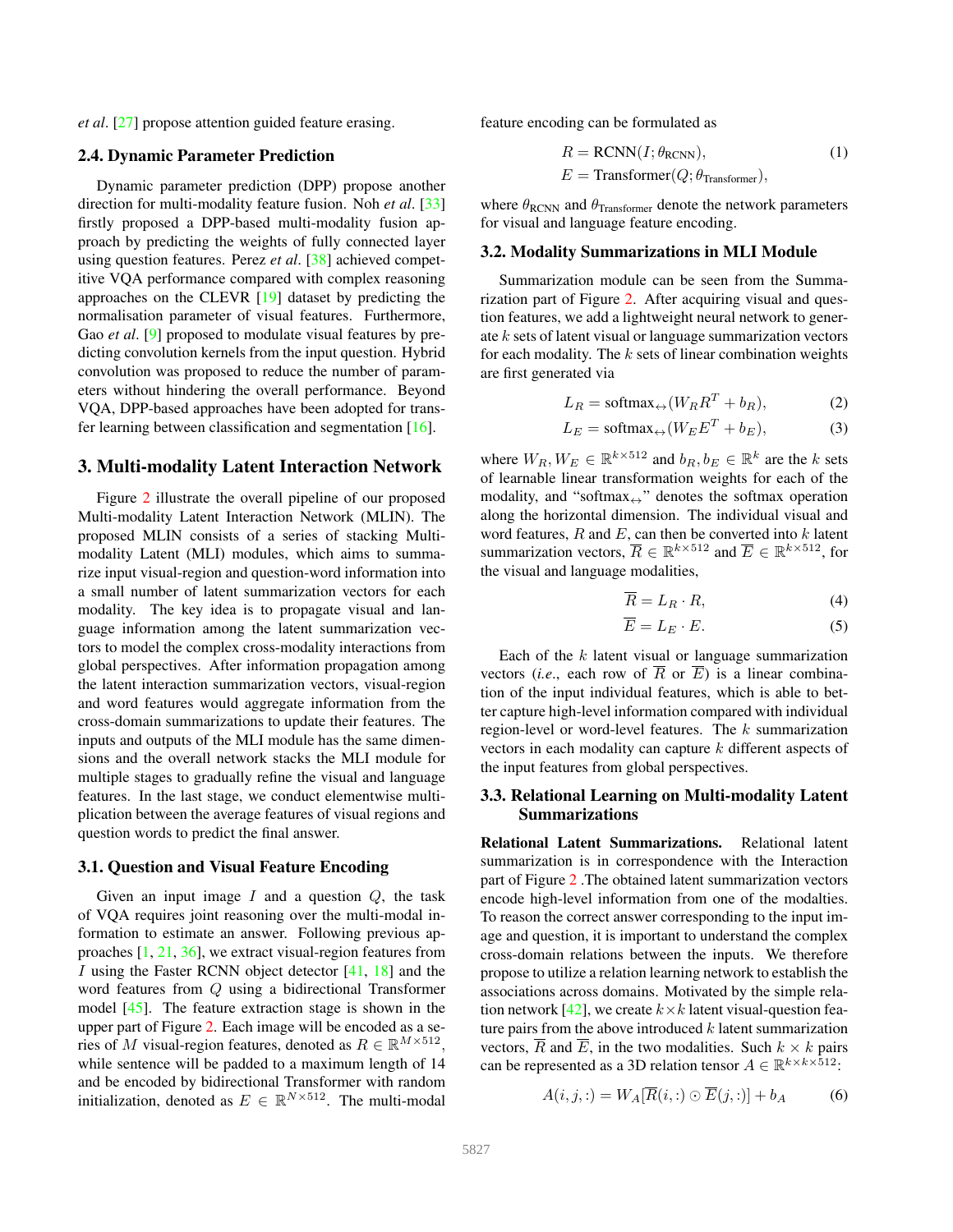*et al*. [27] propose attention guided feature erasing.

### 2.4. Dynamic Parameter Prediction

Dynamic parameter prediction (DPP) propose another direction for multi-modality feature fusion. Noh *et al*. [33] firstly proposed a DPP-based multi-modality fusion approach by predicting the weights of fully connected layer using question features. Perez *et al*. [38] achieved competitive VQA performance compared with complex reasoning approaches on the CLEVR [19] dataset by predicting the normalisation parameter of visual features. Furthermore, Gao *et al*. [9] proposed to modulate visual features by predicting convolution kernels from the input question. Hybrid convolution was proposed to reduce the number of parameters without hindering the overall performance. Beyond VQA, DPP-based approaches have been adopted for transfer learning between classification and segmentation [16].

## 3. Multi-modality Latent Interaction Network

Figure 2 illustrate the overall pipeline of our proposed Multi-modality Latent Interaction Network (MLIN). The proposed MLIN consists of a series of stacking Multi-modality Latent (MLI) modules, which aims to summarize input visual-region and question-word information into a small number of latent summarization vectors for each modality. The key idea is to propagate visual and language information among the latent summarization vectors to model the complex cross-modality interactions from global perspectives. After information propagation among the latent interaction summarization vectors, visual-region and word features would aggregate information from the cross-domain summarizations to update their features. The inputs and outputs of the MLI module has the same dimensions and the overall network stacks the MLI module for multiple stages to gradually refine the visual and language features. In the last stage, we conduct elementwise multiplication between the average features of visual regions and question words to predict the final answer.

### 3.1. Question and Visual Feature Encoding

Given an input image $I$ and a question $Q$, the task of VQA requires joint reasoning over the multi-modal information to estimate an answer. Following previous approaches [1, 21, 36], we extract visual-region features from $I$ using the Faster RCNN object detector [41, 18] and the word features from $Q$ using a bidirectional Transformer model [45]. The feature extraction stage is shown in the upper part of Figure 2. Each image will be encoded as a series of $M$ visual-region features, denoted as $R \in \mathbb{R}^{M \times 512}$, while sentence will be padded to a maximum length of 14 and be encoded by bidirectional Transformer with random initialization, denoted as $E \in \mathbb{R}^{N \times 512}$. The multi-modal feature encoding can be formulated as

$$
\begin{aligned}
R &= \mathrm{RCNN}(I; \theta_{\mathrm{RCNN}}), \\
E &= \mathrm{Transformer}(Q; \theta_{\mathrm{Transformer}}),
\end{aligned}
\tag{1}
$$

where $\theta_{\mathrm{RCNN}}$ and $\theta_{\mathrm{Transformer}}$ denote the network parameters for visual and language feature encoding.

### 3.2. Modality Summarizations in MLI Module

Summarization module can be seen from the Summarization part of Figure 2. After acquiring visual and question features, we add a lightweight neural network to generate $k$ sets of latent visual or language summarization vectors for each modality. The $k$ sets of linear combination weights are first generated via

$$
L_R = \mathrm{softmax}_{\leftrightarrow}(W_R R^T + b_R), \tag{2}
$$

$$
L_E = \mathrm{softmax}_{\leftrightarrow}(W_E E^T + b_E), \tag{3}
$$

where $W_R, W_E \in \mathbb{R}^{k \times 512}$ and $b_R, b_E \in \mathbb{R}^k$ are the $k$ sets of learnable linear transformation weights for each of the modality, and "$\mathrm{softmax}_{\leftrightarrow}$" denotes the softmax operation along the horizontal dimension. The individual visual and word features, $R$ and $E$, can then be converted into $k$ latent summarization vectors, $\overline{R} \in \mathbb{R}^{k \times 512}$ and $\overline{E} \in \mathbb{R}^{k \times 512}$, for the visual and language modalities,

$$
\overline{R} = L_R \cdot R, \tag{4}
$$

$$
\overline{E} = L_E \cdot E. \tag{5}
$$

Each of the $k$ latent visual or language summarization vectors (*i.e.*, each row of $\overline{R}$ or $\overline{E}$) is a linear combination of the input individual features, which is able to better capture high-level information compared with individual region-level or word-level features. The $k$ summarization vectors in each modality can capture $k$ different aspects of the input features from global perspectives.

### 3.3. Relational Learning on Multi-modality Latent Summarizations

**Relational Latent Summarizations.** Relational latent summarization is in correspondence with the Interaction part of Figure 2 .The obtained latent summarization vectors encode high-level information from one of the modalties. To reason the correct answer corresponding to the input image and question, it is important to understand the complex cross-domain relations between the inputs. We therefore propose to utilize a relation learning network to establish the associations across domains. Motivated by the simple relation network [42], we create $k \times k$ latent visual-question feature pairs from the above introduced $k$ latent summarization vectors, $\overline{R}$ and $\overline{E}$, in the two modalities. Such $k \times k$ pairs can be represented as a 3D relation tensor $A \in \mathbb{R}^{k \times k \times 512}$:

$$
A(i, j, :) = W_A[\overline{R}(i, :) \odot \overline{E}(j, :)] + b_A \tag{6}
$$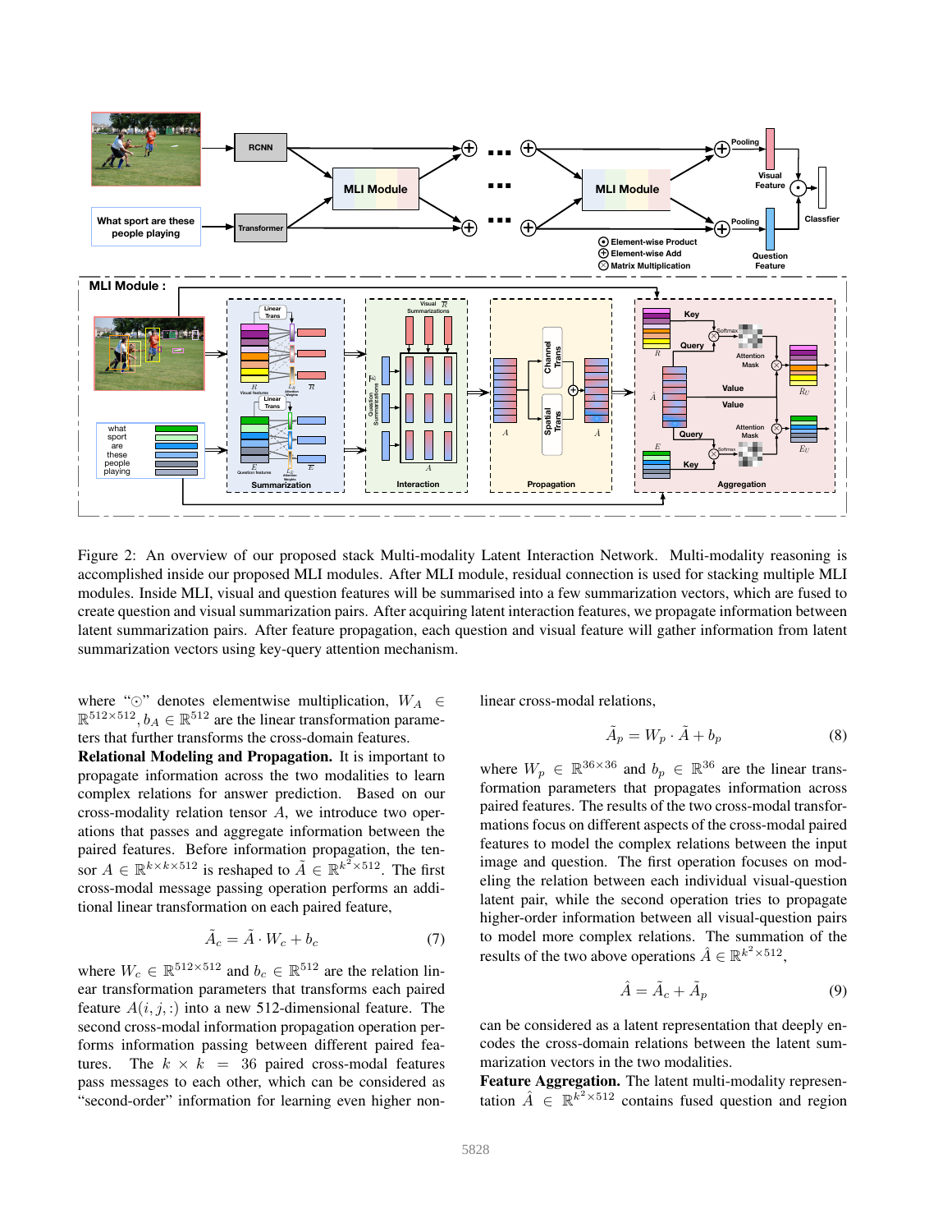Figure 2: An overview of our proposed stack Multi-modality Latent Interaction Network. Multi-modality reasoning is accomplished inside our proposed MLI modules. After MLI module, residual connection is used for stacking multiple MLI modules. Inside MLI, visual and question features will be summarised into a few summarization vectors, which are fused to create question and visual summarization pairs. After acquiring latent interaction features, we propagate information between latent summarization pairs. After feature propagation, each question and visual feature will gather information from latent summarization vectors using key-query attention mechanism.

where "$\odot$" denotes elementwise multiplication, $W_A \in \mathbb{R}^{512 \times 512}$, $b_A \in \mathbb{R}^{512}$ are the linear transformation parameters that further transforms the cross-domain features.

**Relational Modeling and Propagation.** It is important to propagate information across the two modalities to learn complex relations for answer prediction. Based on our cross-modality relation tensor $A$, we introduce two operations that passes and aggregate information between the paired features. Before information propagation, the tensor $A \in \mathbb{R}^{k \times k \times 512}$ is reshaped to $\tilde{A} \in \mathbb{R}^{k^2 \times 512}$. The first cross-modal message passing operation performs an additional linear transformation on each paired feature,

$$\tilde{A}_c = \tilde{A} \cdot W_c + b_c \tag{7}$$

where $W_c \in \mathbb{R}^{512 \times 512}$ and $b_c \in \mathbb{R}^{512}$ are the relation linear transformation parameters that transforms each paired feature $A(i, j, :)$ into a new 512-dimensional feature. The second cross-modal information propagation operation performs information passing between different paired features. The $k \times k = 36$ paired cross-modal features pass messages to each other, which can be considered as "second-order" information for learning even higher non-linear cross-modal relations,

$$\tilde{A}_p = W_p \cdot \tilde{A} + b_p \tag{8}$$

where $W_p \in \mathbb{R}^{36 \times 36}$ and $b_p \in \mathbb{R}^{36}$ are the linear transformation parameters that propagates information across paired features. The results of the two cross-modal transformations focus on different aspects of the cross-modal paired features to model the complex relations between the input image and question. The first operation focuses on modeling the relation between each individual visual-question latent pair, while the second operation tries to propagate higher-order information between all visual-question pairs to model more complex relations. The summation of the results of the two above operations $\hat{A} \in \mathbb{R}^{k^2 \times 512}$,

$$\hat{A} = \tilde{A}_c + \tilde{A}_p \tag{9}$$

can be considered as a latent representation that deeply encodes the cross-domain relations between the latent summarization vectors in the two modalities.

**Feature Aggregation.** The latent multi-modality representation $\hat{A} \in \mathbb{R}^{k^2 \times 512}$ contains fused question and region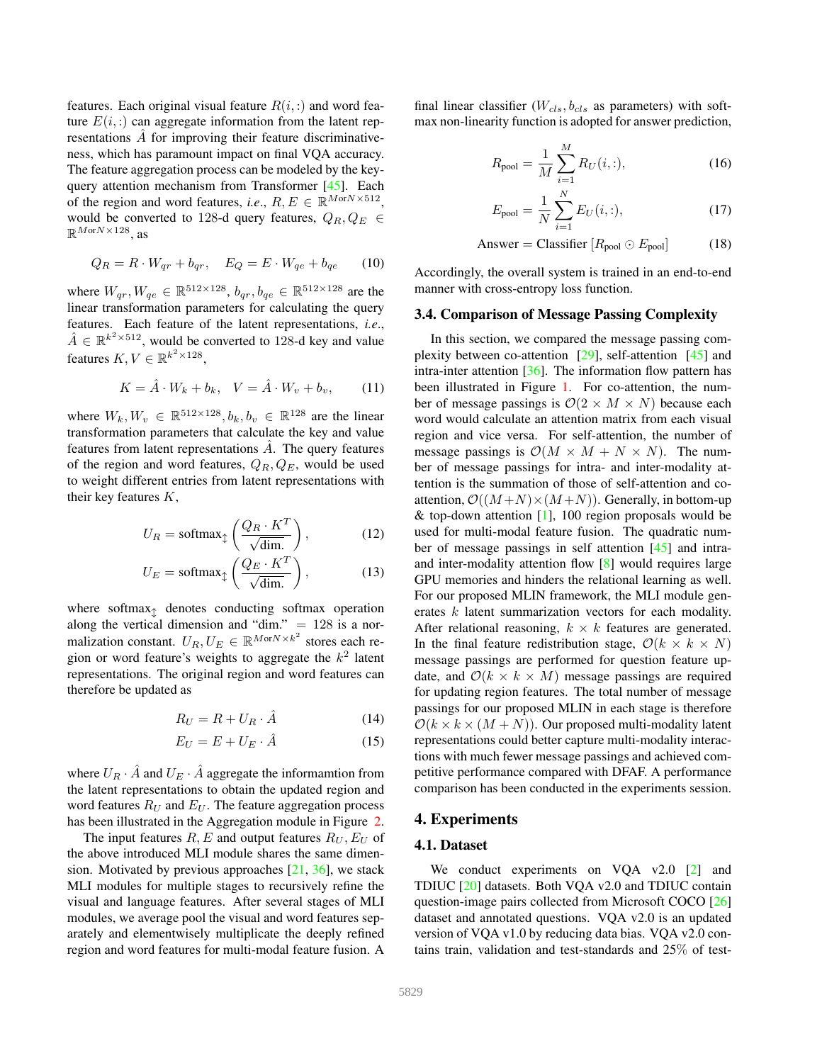features. Each original visual feature $R(i,:)$ and word feature $E(i,:)$ can aggregate information from the latent representations $\hat{A}$ for improving their feature discriminativeness, which has paramount impact on final VQA accuracy. The feature aggregation process can be modeled by the key-query attention mechanism from Transformer [45]. Each of the region and word features, *i.e.*, $R, E \in \mathbb{R}^{M \text{or} N \times 512}$, would be converted to 128-d query features, $Q_R, Q_E \in \mathbb{R}^{M \text{or} N \times 128}$, as

$$Q_R = R \cdot W_{qr} + b_{qr}, \quad E_Q = E \cdot W_{qe} + b_{qe} \tag{10}$$

where $W_{qr}, W_{qe} \in \mathbb{R}^{512 \times 128}$, $b_{qr}, b_{qe} \in \mathbb{R}^{512 \times 128}$ are the linear transformation parameters for calculating the query features. Each feature of the latent representations, *i.e.*, $\hat{A} \in \mathbb{R}^{k^2 \times 512}$, would be converted to 128-d key and value features $K, V \in \mathbb{R}^{k^2 \times 128}$,

$$K = \hat{A} \cdot W_k + b_k, \quad V = \hat{A} \cdot W_v + b_v, \tag{11}$$

where $W_k, W_v \in \mathbb{R}^{512 \times 128}, b_k, b_v \in \mathbb{R}^{128}$ are the linear transformation parameters that calculate the key and value features from latent representations $\hat{A}$. The query features of the region and word features, $Q_R, Q_E$, would be used to weight different entries from latent representations with their key features $K$,

$$U_R = \text{softmax}_{\updownarrow}\left(\frac{Q_R \cdot K^T}{\sqrt{\text{dim.}}}\right), \tag{12}$$

$$U_E = \text{softmax}_{\updownarrow}\left(\frac{Q_E \cdot K^T}{\sqrt{\text{dim.}}}\right), \tag{13}$$

where $\text{softmax}_{\updownarrow}$ denotes conducting softmax operation along the vertical dimension and "dim." $= 128$ is a normalization constant. $U_R, U_E \in \mathbb{R}^{M \text{or} N \times k^2}$ stores each region or word feature's weights to aggregate the $k^2$ latent representations. The original region and word features can therefore be updated as

$$R_U = R + U_R \cdot \hat{A} \tag{14}$$

$$E_U = E + U_E \cdot \hat{A} \tag{15}$$

where $U_R \cdot \hat{A}$ and $U_E \cdot \hat{A}$ aggregate the informamtion from the latent representations to obtain the updated region and word features $R_U$ and $E_U$. The feature aggregation process has been illustrated in the Aggregation module in Figure 2.

The input features $R, E$ and output features $R_U, E_U$ of the above introduced MLI module shares the same dimension. Motivated by previous approaches [21, 36], we stack MLI modules for multiple stages to recursively refine the visual and language features. After several stages of MLI modules, we average pool the visual and word features separately and elementwisely multiplicate the deeply refined region and word features for multi-modal feature fusion. A final linear classifier ($W_{cls}, b_{cls}$ as parameters) with softmax non-linearity function is adopted for answer prediction,

$$R_{\text{pool}} = \frac{1}{M}\sum_{i=1}^{M} R_U(i,:), \tag{16}$$

$$E_{\text{pool}} = \frac{1}{N}\sum_{i=1}^{N} E_U(i,:), \tag{17}$$

$$\text{Answer} = \text{Classifier}\left[R_{\text{pool}} \odot E_{\text{pool}}\right] \tag{18}$$

Accordingly, the overall system is trained in an end-to-end manner with cross-entropy loss function.

### 3.4. Comparison of Message Passing Complexity

In this section, we compared the message passing complexity between co-attention [29], self-attention [45] and intra-inter attention [36]. The information flow pattern has been illustrated in Figure 1. For co-attention, the number of message passings is $\mathcal{O}(2 \times M \times N)$ because each word would calculate an attention matrix from each visual region and vice versa. For self-attention, the number of message passings is $\mathcal{O}(M \times M + N \times N)$. The number of message passings for intra- and inter-modality attention is the summation of those of self-attention and co-attention, $\mathcal{O}((M+N) \times (M+N))$. Generally, in bottom-up & top-down attention [1], 100 region proposals would be used for multi-modal feature fusion. The quadratic number of message passings in self attention [45] and intra- and inter-modality attention flow [8] would requires large GPU memories and hinders the relational learning as well. For our proposed MLIN framework, the MLI module generates $k$ latent summarization vectors for each modality. After relational reasoning, $k \times k$ features are generated. In the final feature redistribution stage, $\mathcal{O}(k \times k \times N)$ message passings are performed for question feature update, and $\mathcal{O}(k \times k \times M)$ message passings are required for updating region features. The total number of message passings for our proposed MLIN in each stage is therefore $\mathcal{O}(k \times k \times (M+N))$. Our proposed multi-modality latent representations could better capture multi-modality interactions with much fewer message passings and achieved competitive performance compared with DFAF. A performance comparison has been conducted in the experiments session.

## 4. Experiments

### 4.1. Dataset

We conduct experiments on VQA v2.0 [2] and TDIUC [20] datasets. Both VQA v2.0 and TDIUC contain question-image pairs collected from Microsoft COCO [26] dataset and annotated questions. VQA v2.0 is an updated version of VQA v1.0 by reducing data bias. VQA v2.0 contains train, validation and test-standards and 25% of test-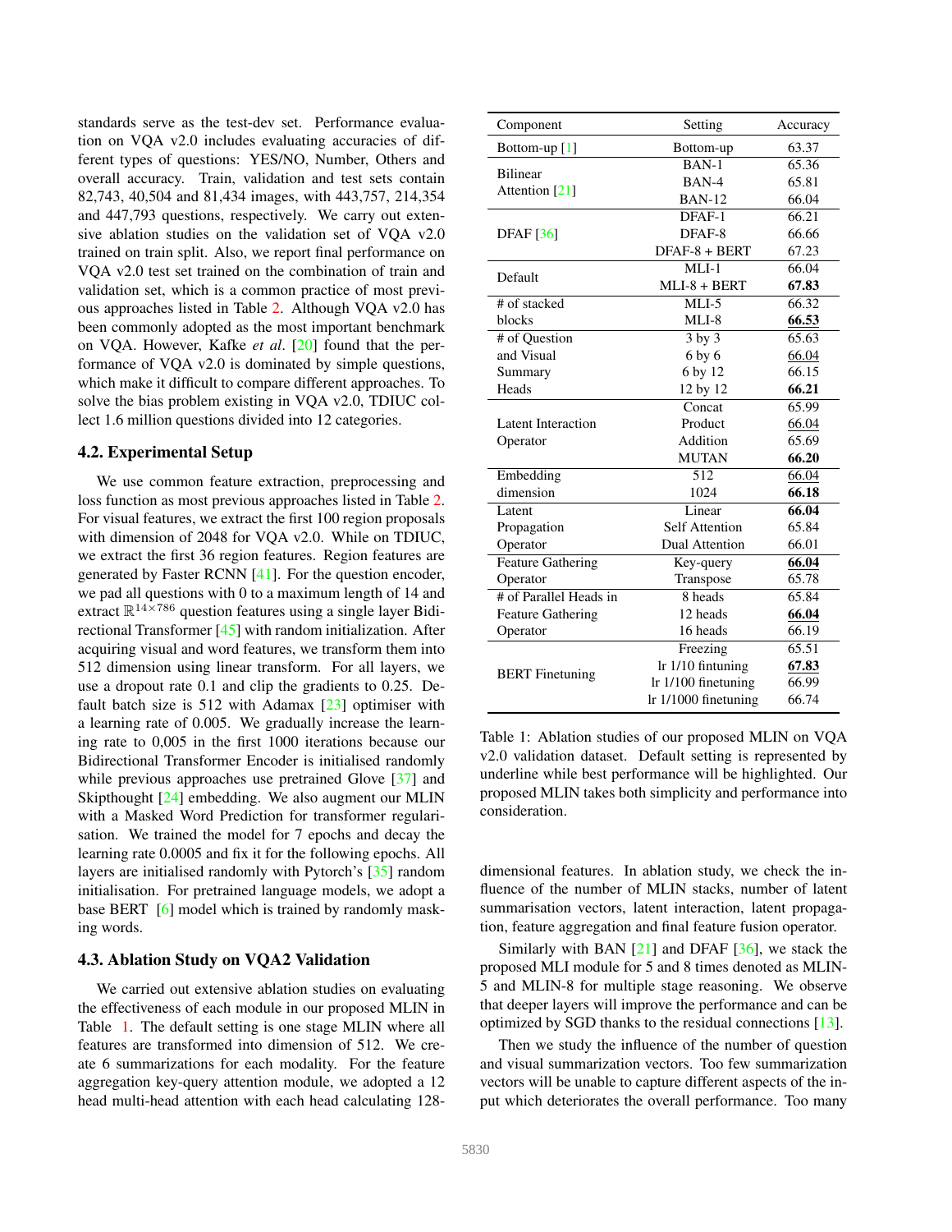standards serve as the test-dev set. Performance evaluation on VQA v2.0 includes evaluating accuracies of different types of questions: YES/NO, Number, Others and overall accuracy. Train, validation and test sets contain 82,743, 40,504 and 81,434 images, with 443,757, 214,354 and 447,793 questions, respectively. We carry out extensive ablation studies on the validation set of VQA v2.0 trained on train split. Also, we report final performance on VQA v2.0 test set trained on the combination of train and validation set, which is a common practice of most previous approaches listed in Table 2. Although VQA v2.0 has been commonly adopted as the most important benchmark on VQA. However, Kafke *et al*. [20] found that the performance of VQA v2.0 is dominated by simple questions, which make it difficult to compare different approaches. To solve the bias problem existing in VQA v2.0, TDIUC collect 1.6 million questions divided into 12 categories.

### 4.2. Experimental Setup

We use common feature extraction, preprocessing and loss function as most previous approaches listed in Table 2. For visual features, we extract the first 100 region proposals with dimension of 2048 for VQA v2.0. While on TDIUC, we extract the first 36 region features. Region features are generated by Faster RCNN [41]. For the question encoder, we pad all questions with 0 to a maximum length of 14 and extract $\mathbb{R}^{14\times 786}$ question features using a single layer Bidirectional Transformer [45] with random initialization. After acquiring visual and word features, we transform them into 512 dimension using linear transform. For all layers, we use a dropout rate 0.1 and clip the gradients to 0.25. Default batch size is 512 with Adamax [23] optimiser with a learning rate of 0.005. We gradually increase the learning rate to 0,005 in the first 1000 iterations because our Bidirectional Transformer Encoder is initialised randomly while previous approaches use pretrained Glove [37] and Skipthought [24] embedding. We also augment our MLIN with a Masked Word Prediction for transformer regularisation. We trained the model for 7 epochs and decay the learning rate 0.0005 and fix it for the following epochs. All layers are initialised randomly with Pytorch's [35] random initialisation. For pretrained language models, we adopt a base BERT [6] model which is trained by randomly masking words.

### 4.3. Ablation Study on VQA2 Validation

We carried out extensive ablation studies on evaluating the effectiveness of each module in our proposed MLIN in Table 1. The default setting is one stage MLIN where all features are transformed into dimension of 512. We create 6 summarizations for each modality. For the feature aggregation key-query attention module, we adopted a 12 head multi-head attention with each head calculating 128-dimensional features. In ablation study, we check the influence of the number of MLIN stacks, number of latent summarisation vectors, latent interaction, latent propagation, feature aggregation and final feature fusion operator.

| Component | Setting | Accuracy |
|---|---|---|
| Bottom-up [1] | Bottom-up | 63.37 |
| Bilinear Attention [21] | BAN-1 | 65.36 |
| | BAN-4 | 65.81 |
| | BAN-12 | 66.04 |
| DFAF [36] | DFAF-1 | 66.21 |
| | DFAF-8 | 66.66 |
| | DFAF-8 + BERT | 67.23 |
| Default | MLI-1 | 66.04 |
| | MLI-8 + BERT | **67.83** |
| # of stacked blocks | MLI-5 | 66.32 |
| | MLI-8 | <u>**66.53**</u> |
| # of Question and Visual Summary Heads | 3 by 3 | 65.63 |
| | 6 by 6 | <u>66.04</u> |
| | 6 by 12 | 66.15 |
| | 12 by 12 | **66.21** |
| Latent Interaction Operator | Concat | 65.99 |
| | Product | <u>66.04</u> |
| | Addition | 65.69 |
| | MUTAN | **66.20** |
| Embedding dimension | 512 | <u>66.04</u> |
| | 1024 | **66.18** |
| Latent Propagation Operator | Linear | **66.04** |
| | Self Attention | 65.84 |
| | Dual Attention | 66.01 |
| Feature Gathering Operator | Key-query | <u>**66.04**</u> |
| | Transpose | 65.78 |
| # of Parallel Heads in Feature Gathering Operator | 8 heads | 65.84 |
| | 12 heads | <u>**66.04**</u> |
| | 16 heads | 66.19 |
| BERT Finetuning | Freezing | 65.51 |
| | lr 1/10 fintuning | <u>**67.83**</u> |
| | lr 1/100 finetuning | 66.99 |
| | lr 1/1000 finetuning | 66.74 |

Table 1: Ablation studies of our proposed MLIN on VQA v2.0 validation dataset. Default setting is represented by underline while best performance will be highlighted. Our proposed MLIN takes both simplicity and performance into consideration.

Similarly with BAN [21] and DFAF [36], we stack the proposed MLI module for 5 and 8 times denoted as MLIN-5 and MLIN-8 for multiple stage reasoning. We observe that deeper layers will improve the performance and can be optimized by SGD thanks to the residual connections [13].

Then we study the influence of the number of question and visual summarization vectors. Too few summarization vectors will be unable to capture different aspects of the input which deteriorates the overall performance. Too many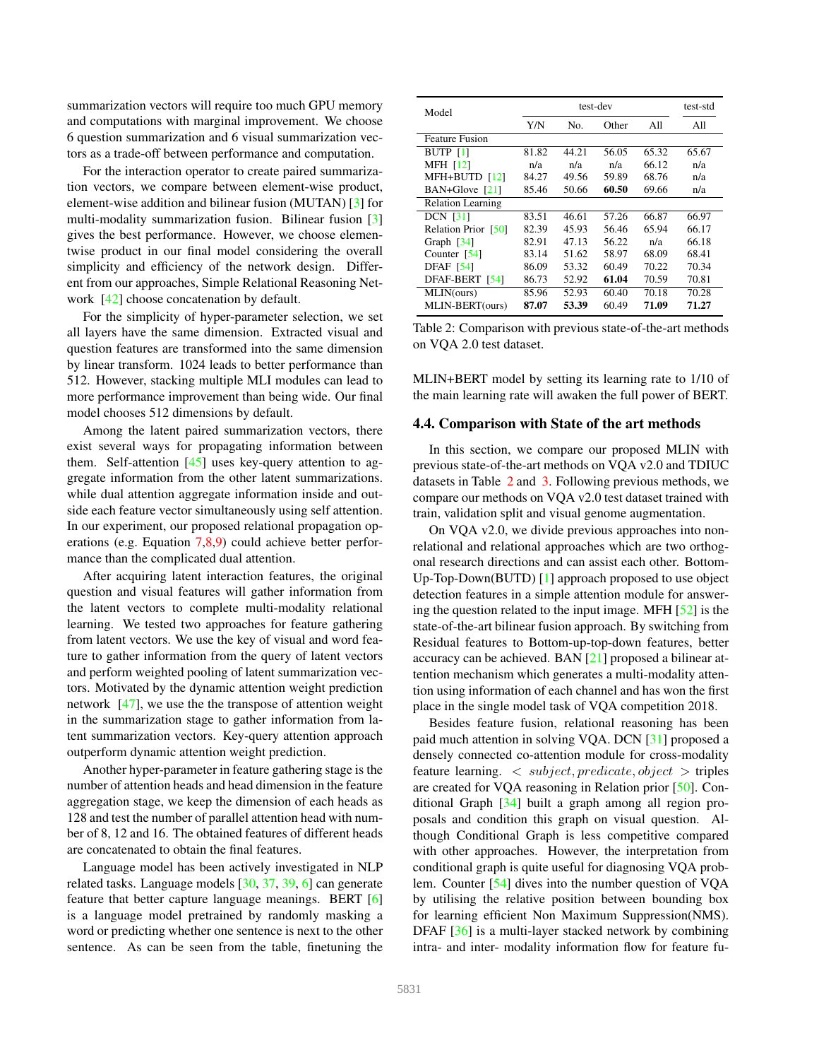summarization vectors will require too much GPU memory and computations with marginal improvement. We choose 6 question summarization and 6 visual summarization vectors as a trade-off between performance and computation.

For the interaction operator to create paired summarization vectors, we compare between element-wise product, element-wise addition and bilinear fusion (MUTAN) [3] for multi-modality summarization fusion. Bilinear fusion [3] gives the best performance. However, we choose elementwise product in our final model considering the overall simplicity and efficiency of the network design. Different from our approaches, Simple Relational Reasoning Network [42] choose concatenation by default.

For the simplicity of hyper-parameter selection, we set all layers have the same dimension. Extracted visual and question features are transformed into the same dimension by linear transform. 1024 leads to better performance than 512. However, stacking multiple MLI modules can lead to more performance improvement than being wide. Our final model chooses 512 dimensions by default.

Among the latent paired summarization vectors, there exist several ways for propagating information between them. Self-attention [45] uses key-query attention to aggregate information from the other latent summarizations. while dual attention aggregate information inside and outside each feature vector simultaneously using self attention. In our experiment, our proposed relational propagation operations (e.g. Equation 7,8,9) could achieve better performance than the complicated dual attention.

After acquiring latent interaction features, the original question and visual features will gather information from the latent vectors to complete multi-modality relational learning. We tested two approaches for feature gathering from latent vectors. We use the key of visual and word feature to gather information from the query of latent vectors and perform weighted pooling of latent summarization vectors. Motivated by the dynamic attention weight prediction network [47], we use the the transpose of attention weight in the summarization stage to gather information from latent summarization vectors. Key-query attention approach outperform dynamic attention weight prediction.

Another hyper-parameter in feature gathering stage is the number of attention heads and head dimension in the feature aggregation stage, we keep the dimension of each heads as 128 and test the number of parallel attention head with number of 8, 12 and 16. The obtained features of different heads are concatenated to obtain the final features.

Language model has been actively investigated in NLP related tasks. Language models [30, 37, 39, 6] can generate feature that better capture language meanings. BERT [6] is a language model pretrained by randomly masking a word or predicting whether one sentence is next to the other sentence. As can be seen from the table, finetuning the MLIN+BERT model by setting its learning rate to 1/10 of the main learning rate will awaken the full power of BERT.

| Model | test-dev | | | | test-std |
|---|---|---|---|---|---|
| | Y/N | No. | Other | All | All |
| Feature Fusion | | | | | |
| BUTP [1] | 81.82 | 44.21 | 56.05 | 65.32 | 65.67 |
| MFH [12] | n/a | n/a | n/a | 66.12 | n/a |
| MFH+BUTD [12] | 84.27 | 49.56 | 59.89 | 68.76 | n/a |
| BAN+Glove [21] | 85.46 | 50.66 | **60.50** | 69.66 | n/a |
| Relation Learning | | | | | |
| DCN [31] | 83.51 | 46.61 | 57.26 | 66.87 | 66.97 |
| Relation Prior [50] | 82.39 | 45.93 | 56.46 | 65.94 | 66.17 |
| Graph [34] | 82.91 | 47.13 | 56.22 | n/a | 66.18 |
| Counter [54] | 83.14 | 51.62 | 58.97 | 68.09 | 68.41 |
| DFAF [54] | 86.09 | 53.32 | 60.49 | 70.22 | 70.34 |
| DFAF-BERT [54] | 86.73 | 52.92 | **61.04** | 70.59 | 70.81 |
| MLIN(ours) | 85.96 | 52.93 | 60.40 | 70.18 | 70.28 |
| MLIN-BERT(ours) | **87.07** | **53.39** | 60.49 | **71.09** | **71.27** |

Table 2: Comparison with previous state-of-the-art methods on VQA 2.0 test dataset.

## 4.4. Comparison with State of the art methods

In this section, we compare our proposed MLIN with previous state-of-the-art methods on VQA v2.0 and TDIUC datasets in Table 2 and 3. Following previous methods, we compare our methods on VQA v2.0 test dataset trained with train, validation split and visual genome augmentation.

On VQA v2.0, we divide previous approaches into non-relational and relational approaches which are two orthogonal research directions and can assist each other. Bottom-Up-Top-Down(BUTD) [1] approach proposed to use object detection features in a simple attention module for answering the question related to the input image. MFH [52] is the state-of-the-art bilinear fusion approach. By switching from Residual features to Bottom-up-top-down features, better accuracy can be achieved. BAN [21] proposed a bilinear attention mechanism which generates a multi-modality attention using information of each channel and has won the first place in the single model task of VQA competition 2018.

Besides feature fusion, relational reasoning has been paid much attention in solving VQA. DCN [31] proposed a densely connected co-attention module for cross-modality feature learning. $< subject, predicate, object >$ triples are created for VQA reasoning in Relation prior [50]. Conditional Graph [34] built a graph among all region proposals and condition this graph on visual question. Although Conditional Graph is less competitive compared with other approaches. However, the interpretation from conditional graph is quite useful for diagnosing VQA problem. Counter [54] dives into the number question of VQA by utilising the relative position between bounding box for learning efficient Non Maximum Suppression(NMS). DFAF [36] is a multi-layer stacked network by combining intra- and inter- modality information flow for feature fu-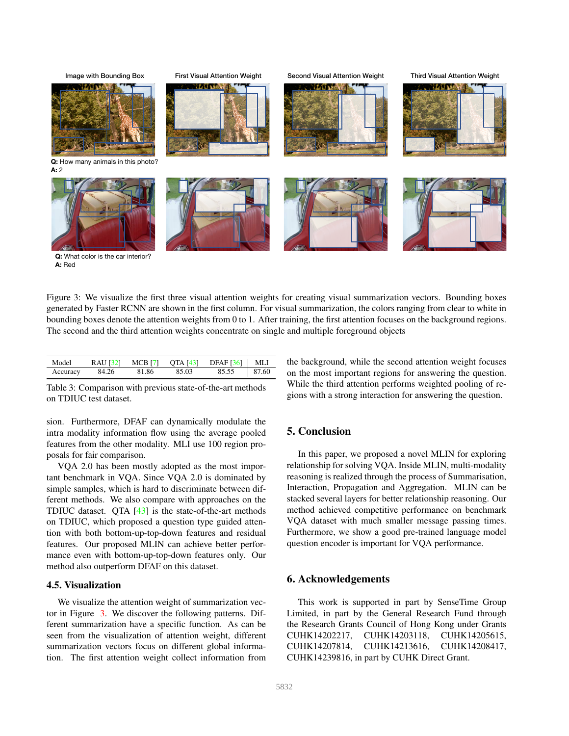Image with Bounding Box | First Visual Attention Weight | Second Visual Attention Weight | Third Visual Attention Weight

**Q:** How many animals in this photo?
**A:** 2

**Q:** What color is the car interior?
**A:** Red

Figure 3: We visualize the first three visual attention weights for creating visual summarization vectors. Bounding boxes generated by Faster RCNN are shown in the first column. For visual summarization, the colors ranging from clear to white in bounding boxes denote the attention weights from 0 to 1. After training, the first attention focuses on the background regions. The second and the third attention weights concentrate on single and multiple foreground objects

| Model | RAU [32] | MCB [7] | QTA [43] | DFAF [36] | MLI |
|---|---|---|---|---|---|
| Accuracy | 84.26 | 81.86 | 85.03 | 85.55 | 87.60 |

Table 3: Comparison with previous state-of-the-art methods on TDIUC test dataset.

sion. Furthermore, DFAF can dynamically modulate the intra modality information flow using the average pooled features from the other modality. MLI use 100 region proposals for fair comparison.

VQA 2.0 has been mostly adopted as the most important benchmark in VQA. Since VQA 2.0 is dominated by simple samples, which is hard to discriminate between different methods. We also compare with approaches on the TDIUC dataset. QTA [43] is the state-of-the-art methods on TDIUC, which proposed a question type guided attention with both bottom-up-top-down features and residual features. Our proposed MLIN can achieve better performance even with bottom-up-top-down features only. Our method also outperform DFAF on this dataset.

### 4.5. Visualization

We visualize the attention weight of summarization vector in Figure 3. We discover the following patterns. Different summarization have a specific function. As can be seen from the visualization of attention weight, different summarization vectors focus on different global information. The first attention weight collect information from the background, while the second attention weight focuses on the most important regions for answering the question. While the third attention performs weighted pooling of regions with a strong interaction for answering the question.

## 5. Conclusion

In this paper, we proposed a novel MLIN for exploring relationship for solving VQA. Inside MLIN, multi-modality reasoning is realized through the process of Summarisation, Interaction, Propagation and Aggregation. MLIN can be stacked several layers for better relationship reasoning. Our method achieved competitive performance on benchmark VQA dataset with much smaller message passing times. Furthermore, we show a good pre-trained language model question encoder is important for VQA performance.

## 6. Acknowledgements

This work is supported in part by SenseTime Group Limited, in part by the General Research Fund through the Research Grants Council of Hong Kong under Grants CUHK14202217, CUHK14203118, CUHK14205615, CUHK14207814, CUHK14213616, CUHK14208417, CUHK14239816, in part by CUHK Direct Grant.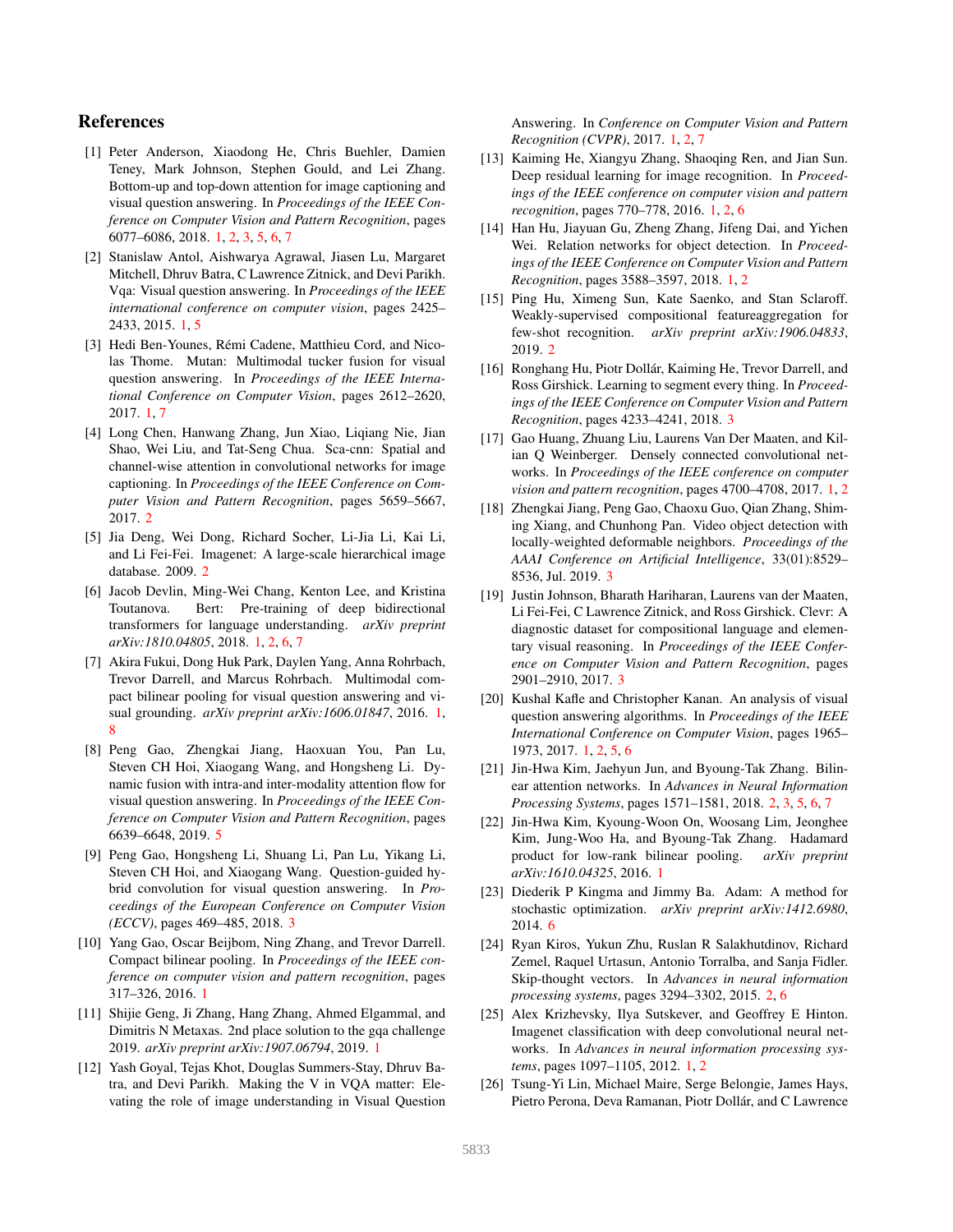## References

[1] Peter Anderson, Xiaodong He, Chris Buehler, Damien Teney, Mark Johnson, Stephen Gould, and Lei Zhang. Bottom-up and top-down attention for image captioning and visual question answering. In *Proceedings of the IEEE Conference on Computer Vision and Pattern Recognition*, pages 6077–6086, 2018. 1, 2, 3, 5, 6, 7

[2] Stanislaw Antol, Aishwarya Agrawal, Jiasen Lu, Margaret Mitchell, Dhruv Batra, C Lawrence Zitnick, and Devi Parikh. Vqa: Visual question answering. In *Proceedings of the IEEE international conference on computer vision*, pages 2425–2433, 2015. 1, 5

[3] Hedi Ben-Younes, Rémi Cadene, Matthieu Cord, and Nicolas Thome. Mutan: Multimodal tucker fusion for visual question answering. In *Proceedings of the IEEE International Conference on Computer Vision*, pages 2612–2620, 2017. 1, 7

[4] Long Chen, Hanwang Zhang, Jun Xiao, Liqiang Nie, Jian Shao, Wei Liu, and Tat-Seng Chua. Sca-cnn: Spatial and channel-wise attention in convolutional networks for image captioning. In *Proceedings of the IEEE Conference on Computer Vision and Pattern Recognition*, pages 5659–5667, 2017. 2

[5] Jia Deng, Wei Dong, Richard Socher, Li-Jia Li, Kai Li, and Li Fei-Fei. Imagenet: A large-scale hierarchical image database. 2009. 2

[6] Jacob Devlin, Ming-Wei Chang, Kenton Lee, and Kristina Toutanova. Bert: Pre-training of deep bidirectional transformers for language understanding. *arXiv preprint arXiv:1810.04805*, 2018. 1, 2, 6, 7

[7] Akira Fukui, Dong Huk Park, Daylen Yang, Anna Rohrbach, Trevor Darrell, and Marcus Rohrbach. Multimodal compact bilinear pooling for visual question answering and visual grounding. *arXiv preprint arXiv:1606.01847*, 2016. 1, 8

[8] Peng Gao, Zhengkai Jiang, Haoxuan You, Pan Lu, Steven CH Hoi, Xiaogang Wang, and Hongsheng Li. Dynamic fusion with intra-and inter-modality attention flow for visual question answering. In *Proceedings of the IEEE Conference on Computer Vision and Pattern Recognition*, pages 6639–6648, 2019. 5

[9] Peng Gao, Hongsheng Li, Shuang Li, Pan Lu, Yikang Li, Steven CH Hoi, and Xiaogang Wang. Question-guided hybrid convolution for visual question answering. In *Proceedings of the European Conference on Computer Vision (ECCV)*, pages 469–485, 2018. 3

[10] Yang Gao, Oscar Beijbom, Ning Zhang, and Trevor Darrell. Compact bilinear pooling. In *Proceedings of the IEEE conference on computer vision and pattern recognition*, pages 317–326, 2016. 1

[11] Shijie Geng, Ji Zhang, Hang Zhang, Ahmed Elgammal, and Dimitris N Metaxas. 2nd place solution to the gqa challenge 2019. *arXiv preprint arXiv:1907.06794*, 2019. 1

[12] Yash Goyal, Tejas Khot, Douglas Summers-Stay, Dhruv Batra, and Devi Parikh. Making the V in VQA matter: Elevating the role of image understanding in Visual Question Answering. In *Conference on Computer Vision and Pattern Recognition (CVPR)*, 2017. 1, 2, 7

[13] Kaiming He, Xiangyu Zhang, Shaoqing Ren, and Jian Sun. Deep residual learning for image recognition. In *Proceedings of the IEEE conference on computer vision and pattern recognition*, pages 770–778, 2016. 1, 2, 6

[14] Han Hu, Jiayuan Gu, Zheng Zhang, Jifeng Dai, and Yichen Wei. Relation networks for object detection. In *Proceedings of the IEEE Conference on Computer Vision and Pattern Recognition*, pages 3588–3597, 2018. 1, 2

[15] Ping Hu, Ximeng Sun, Kate Saenko, and Stan Sclaroff. Weakly-supervised compositional featureaggregation for few-shot recognition. *arXiv preprint arXiv:1906.04833*, 2019. 2

[16] Ronghang Hu, Piotr Dollár, Kaiming He, Trevor Darrell, and Ross Girshick. Learning to segment every thing. In *Proceedings of the IEEE Conference on Computer Vision and Pattern Recognition*, pages 4233–4241, 2018. 3

[17] Gao Huang, Zhuang Liu, Laurens Van Der Maaten, and Kilian Q Weinberger. Densely connected convolutional networks. In *Proceedings of the IEEE conference on computer vision and pattern recognition*, pages 4700–4708, 2017. 1, 2

[18] Zhengkai Jiang, Peng Gao, Chaoxu Guo, Qian Zhang, Shiming Xiang, and Chunhong Pan. Video object detection with locally-weighted deformable neighbors. *Proceedings of the AAAI Conference on Artificial Intelligence*, 33(01):8529–8536, Jul. 2019. 3

[19] Justin Johnson, Bharath Hariharan, Laurens van der Maaten, Li Fei-Fei, C Lawrence Zitnick, and Ross Girshick. Clevr: A diagnostic dataset for compositional language and elementary visual reasoning. In *Proceedings of the IEEE Conference on Computer Vision and Pattern Recognition*, pages 2901–2910, 2017. 3

[20] Kushal Kafle and Christopher Kanan. An analysis of visual question answering algorithms. In *Proceedings of the IEEE International Conference on Computer Vision*, pages 1965–1973, 2017. 1, 2, 5, 6

[21] Jin-Hwa Kim, Jaehyun Jun, and Byoung-Tak Zhang. Bilinear attention networks. In *Advances in Neural Information Processing Systems*, pages 1571–1581, 2018. 2, 3, 5, 6, 7

[22] Jin-Hwa Kim, Kyoung-Woon On, Woosang Lim, Jeonghee Kim, Jung-Woo Ha, and Byoung-Tak Zhang. Hadamard product for low-rank bilinear pooling. *arXiv preprint arXiv:1610.04325*, 2016. 1

[23] Diederik P Kingma and Jimmy Ba. Adam: A method for stochastic optimization. *arXiv preprint arXiv:1412.6980*, 2014. 6

[24] Ryan Kiros, Yukun Zhu, Ruslan R Salakhutdinov, Richard Zemel, Raquel Urtasun, Antonio Torralba, and Sanja Fidler. Skip-thought vectors. In *Advances in neural information processing systems*, pages 3294–3302, 2015. 2, 6

[25] Alex Krizhevsky, Ilya Sutskever, and Geoffrey E Hinton. Imagenet classification with deep convolutional neural networks. In *Advances in neural information processing systems*, pages 1097–1105, 2012. 1, 2

[26] Tsung-Yi Lin, Michael Maire, Serge Belongie, James Hays, Pietro Perona, Deva Ramanan, Piotr Dollár, and C Lawrence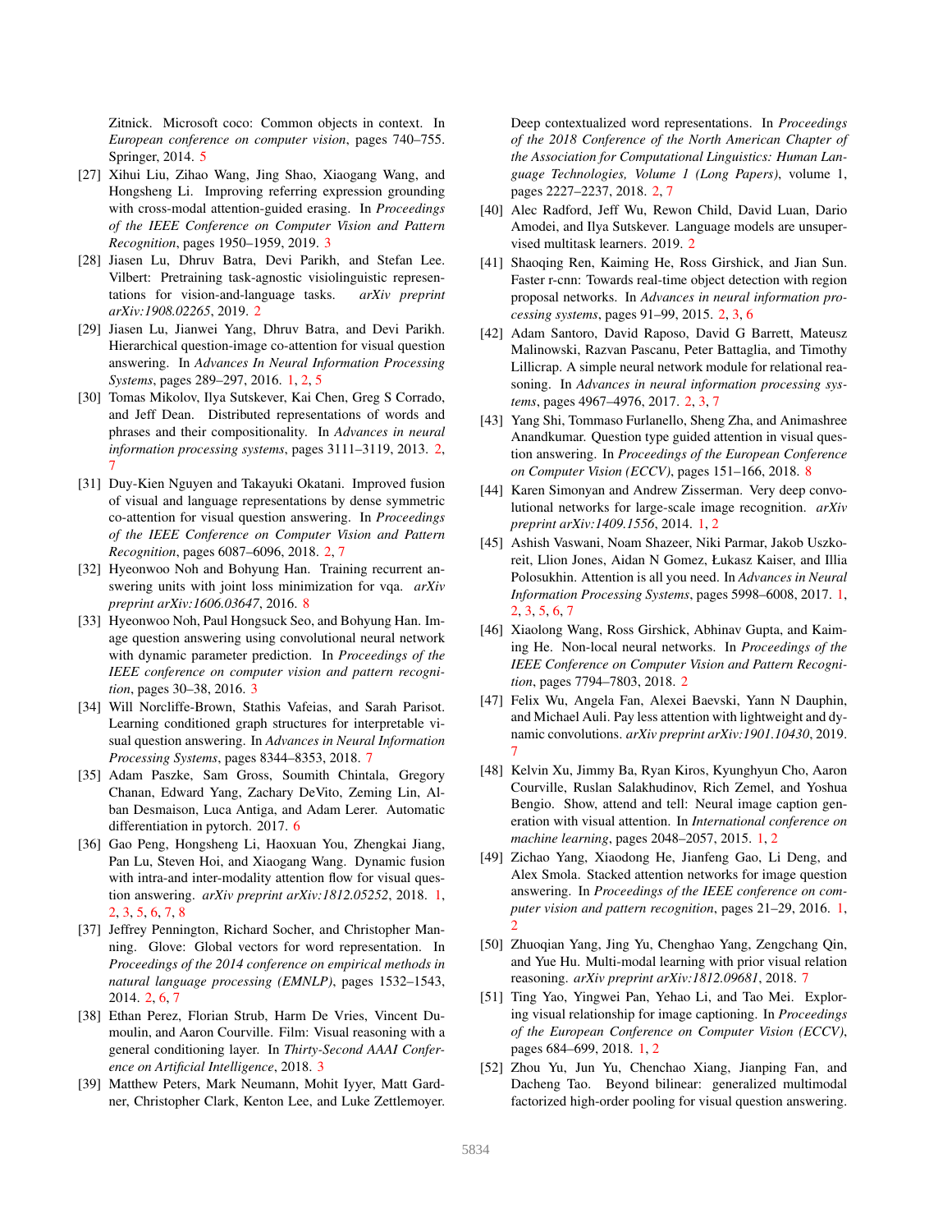Zitnick. Microsoft coco: Common objects in context. In *European conference on computer vision*, pages 740–755. Springer, 2014. 5

[27] Xihui Liu, Zihao Wang, Jing Shao, Xiaogang Wang, and Hongsheng Li. Improving referring expression grounding with cross-modal attention-guided erasing. In *Proceedings of the IEEE Conference on Computer Vision and Pattern Recognition*, pages 1950–1959, 2019. 3

[28] Jiasen Lu, Dhruv Batra, Devi Parikh, and Stefan Lee. Vilbert: Pretraining task-agnostic visiolinguistic representations for vision-and-language tasks. *arXiv preprint arXiv:1908.02265*, 2019. 2

[29] Jiasen Lu, Jianwei Yang, Dhruv Batra, and Devi Parikh. Hierarchical question-image co-attention for visual question answering. In *Advances In Neural Information Processing Systems*, pages 289–297, 2016. 1, 2, 5

[30] Tomas Mikolov, Ilya Sutskever, Kai Chen, Greg S Corrado, and Jeff Dean. Distributed representations of words and phrases and their compositionality. In *Advances in neural information processing systems*, pages 3111–3119, 2013. 2, 7

[31] Duy-Kien Nguyen and Takayuki Okatani. Improved fusion of visual and language representations by dense symmetric co-attention for visual question answering. In *Proceedings of the IEEE Conference on Computer Vision and Pattern Recognition*, pages 6087–6096, 2018. 2, 7

[32] Hyeonwoo Noh and Bohyung Han. Training recurrent answering units with joint loss minimization for vqa. *arXiv preprint arXiv:1606.03647*, 2016. 8

[33] Hyeonwoo Noh, Paul Hongsuck Seo, and Bohyung Han. Image question answering using convolutional neural network with dynamic parameter prediction. In *Proceedings of the IEEE conference on computer vision and pattern recognition*, pages 30–38, 2016. 3

[34] Will Norcliffe-Brown, Stathis Vafeias, and Sarah Parisot. Learning conditioned graph structures for interpretable visual question answering. In *Advances in Neural Information Processing Systems*, pages 8344–8353, 2018. 7

[35] Adam Paszke, Sam Gross, Soumith Chintala, Gregory Chanan, Edward Yang, Zachary DeVito, Zeming Lin, Alban Desmaison, Luca Antiga, and Adam Lerer. Automatic differentiation in pytorch. 2017. 6

[36] Gao Peng, Hongsheng Li, Haoxuan You, Zhengkai Jiang, Pan Lu, Steven Hoi, and Xiaogang Wang. Dynamic fusion with intra-and inter-modality attention flow for visual question answering. *arXiv preprint arXiv:1812.05252*, 2018. 1, 2, 3, 5, 6, 7, 8

[37] Jeffrey Pennington, Richard Socher, and Christopher Manning. Glove: Global vectors for word representation. In *Proceedings of the 2014 conference on empirical methods in natural language processing (EMNLP)*, pages 1532–1543, 2014. 2, 6, 7

[38] Ethan Perez, Florian Strub, Harm De Vries, Vincent Dumoulin, and Aaron Courville. Film: Visual reasoning with a general conditioning layer. In *Thirty-Second AAAI Conference on Artificial Intelligence*, 2018. 3

[39] Matthew Peters, Mark Neumann, Mohit Iyyer, Matt Gardner, Christopher Clark, Kenton Lee, and Luke Zettlemoyer. Deep contextualized word representations. In *Proceedings of the 2018 Conference of the North American Chapter of the Association for Computational Linguistics: Human Language Technologies, Volume 1 (Long Papers)*, volume 1, pages 2227–2237, 2018. 2, 7

[40] Alec Radford, Jeff Wu, Rewon Child, David Luan, Dario Amodei, and Ilya Sutskever. Language models are unsupervised multitask learners. 2019. 2

[41] Shaoqing Ren, Kaiming He, Ross Girshick, and Jian Sun. Faster r-cnn: Towards real-time object detection with region proposal networks. In *Advances in neural information processing systems*, pages 91–99, 2015. 2, 3, 6

[42] Adam Santoro, David Raposo, David G Barrett, Mateusz Malinowski, Razvan Pascanu, Peter Battaglia, and Timothy Lillicrap. A simple neural network module for relational reasoning. In *Advances in neural information processing systems*, pages 4967–4976, 2017. 2, 3, 7

[43] Yang Shi, Tommaso Furlanello, Sheng Zha, and Animashree Anandkumar. Question type guided attention in visual question answering. In *Proceedings of the European Conference on Computer Vision (ECCV)*, pages 151–166, 2018. 8

[44] Karen Simonyan and Andrew Zisserman. Very deep convolutional networks for large-scale image recognition. *arXiv preprint arXiv:1409.1556*, 2014. 1, 2

[45] Ashish Vaswani, Noam Shazeer, Niki Parmar, Jakob Uszkoreit, Llion Jones, Aidan N Gomez, Łukasz Kaiser, and Illia Polosukhin. Attention is all you need. In *Advances in Neural Information Processing Systems*, pages 5998–6008, 2017. 1, 2, 3, 5, 6, 7

[46] Xiaolong Wang, Ross Girshick, Abhinav Gupta, and Kaiming He. Non-local neural networks. In *Proceedings of the IEEE Conference on Computer Vision and Pattern Recognition*, pages 7794–7803, 2018. 2

[47] Felix Wu, Angela Fan, Alexei Baevski, Yann N Dauphin, and Michael Auli. Pay less attention with lightweight and dynamic convolutions. *arXiv preprint arXiv:1901.10430*, 2019. 7

[48] Kelvin Xu, Jimmy Ba, Ryan Kiros, Kyunghyun Cho, Aaron Courville, Ruslan Salakhudinov, Rich Zemel, and Yoshua Bengio. Show, attend and tell: Neural image caption generation with visual attention. In *International conference on machine learning*, pages 2048–2057, 2015. 1, 2

[49] Zichao Yang, Xiaodong He, Jianfeng Gao, Li Deng, and Alex Smola. Stacked attention networks for image question answering. In *Proceedings of the IEEE conference on computer vision and pattern recognition*, pages 21–29, 2016. 1, 2

[50] Zhuoqian Yang, Jing Yu, Chenghao Yang, Zengchang Qin, and Yue Hu. Multi-modal learning with prior visual relation reasoning. *arXiv preprint arXiv:1812.09681*, 2018. 7

[51] Ting Yao, Yingwei Pan, Yehao Li, and Tao Mei. Exploring visual relationship for image captioning. In *Proceedings of the European Conference on Computer Vision (ECCV)*, pages 684–699, 2018. 1, 2

[52] Zhou Yu, Jun Yu, Chenchao Xiang, Jianping Fan, and Dacheng Tao. Beyond bilinear: generalized multimodal factorized high-order pooling for visual question answering.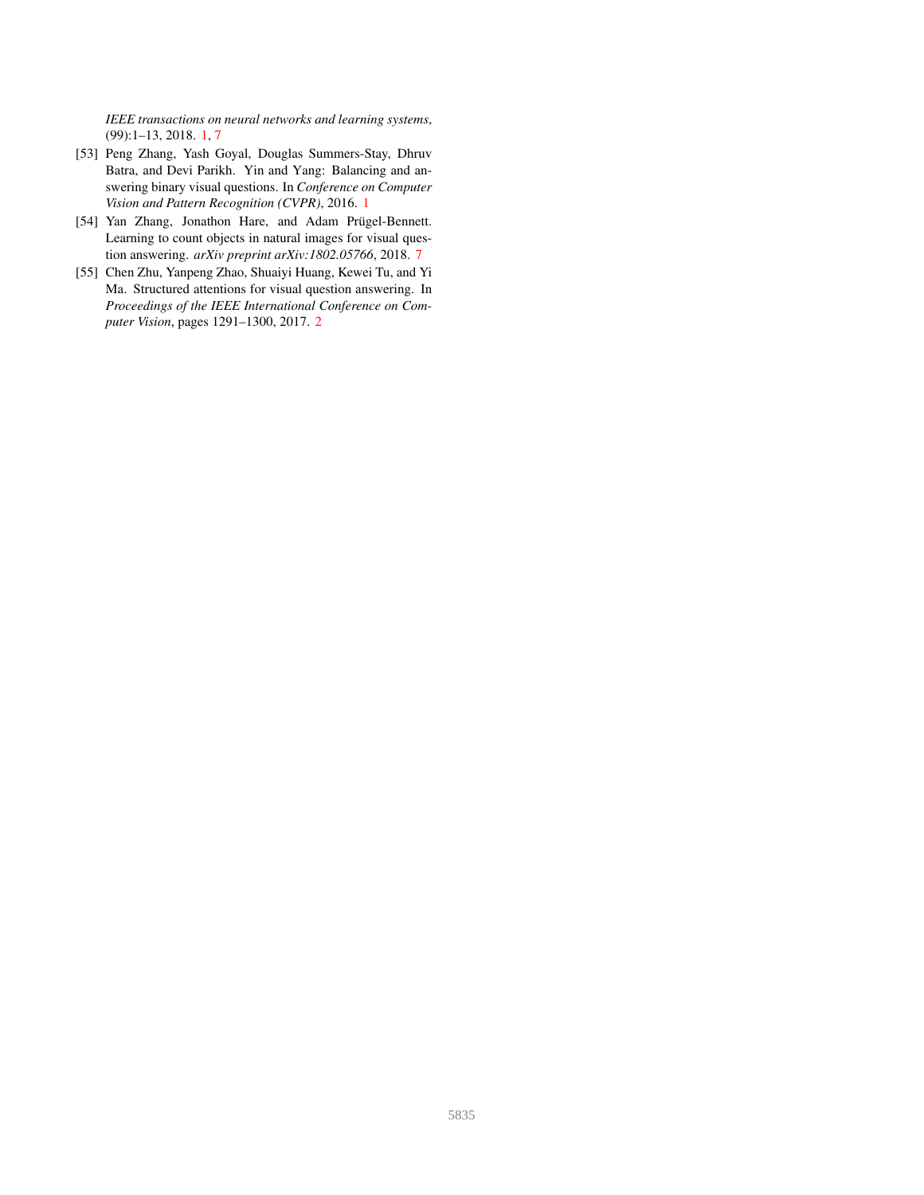*IEEE transactions on neural networks and learning systems*, (99):1–13, 2018. 1, 7

[53] Peng Zhang, Yash Goyal, Douglas Summers-Stay, Dhruv Batra, and Devi Parikh. Yin and Yang: Balancing and answering binary visual questions. In *Conference on Computer Vision and Pattern Recognition (CVPR)*, 2016. 1

[54] Yan Zhang, Jonathon Hare, and Adam Prügel-Bennett. Learning to count objects in natural images for visual question answering. *arXiv preprint arXiv:1802.05766*, 2018. 7

[55] Chen Zhu, Yanpeng Zhao, Shuaiyi Huang, Kewei Tu, and Yi Ma. Structured attentions for visual question answering. In *Proceedings of the IEEE International Conference on Computer Vision*, pages 1291–1300, 2017. 2